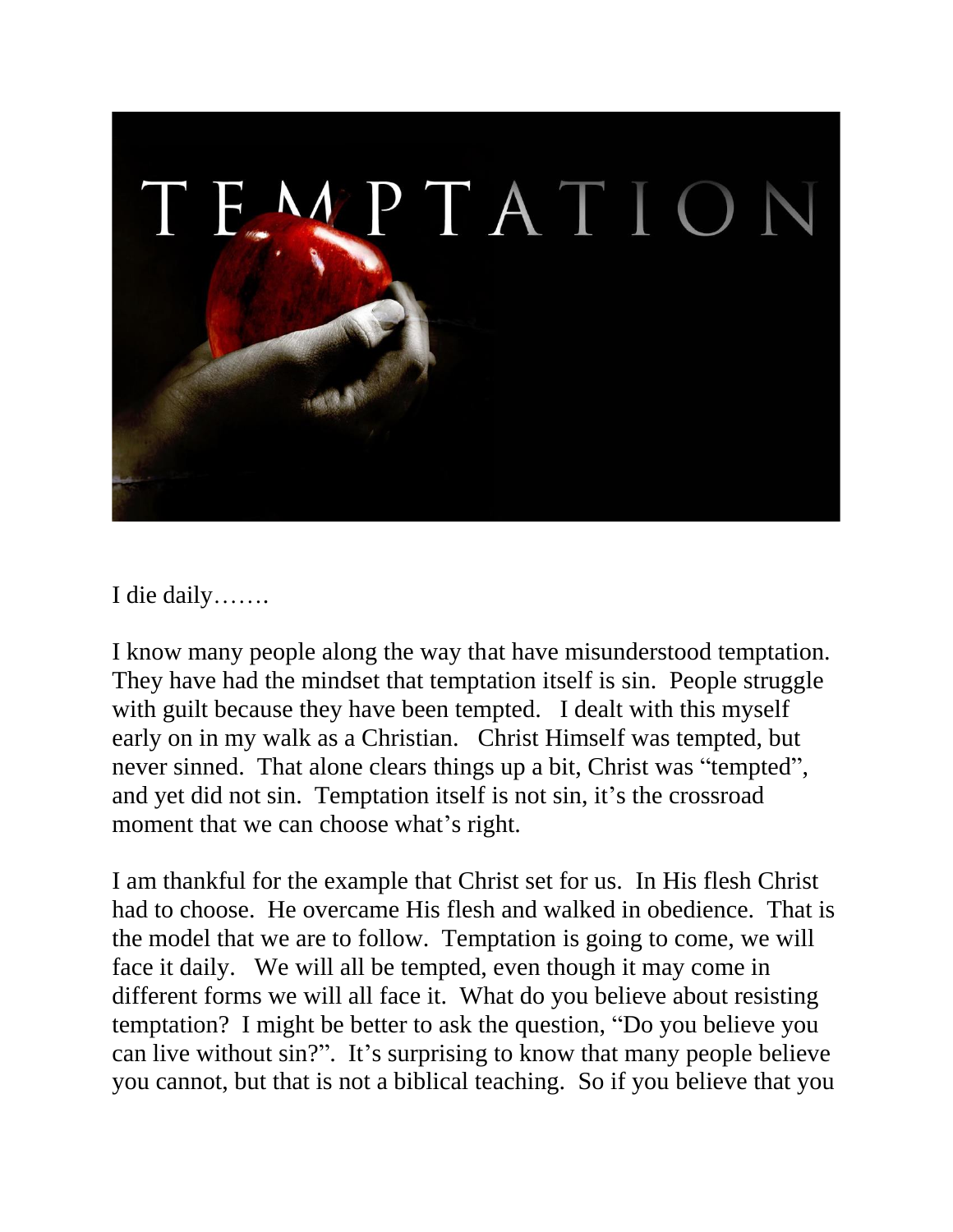I die daily…….

I know many people along the way that have misunderstood temptation. They have had the mindset that temptation itself is sin. People struggle with guilt because they have been tempted. I dealt with this myself early on in my walk as a Christian. Christ Himself was tempted, but never sinned. That alone clears things up a bit, Christ was "tempted", and yet did not sin. Temptation itself is not sin, it's the crossroad moment that we can choose what's right.

I am thankful for the example that Christ set for us. In His flesh Christ had to choose. He overcame His flesh and walked in obedience. That is the model that we are to follow. Temptation is going to come, we will face it daily. We will all be tempted, even though it may come in different forms we will all face it. What do you believe about resisting temptation? I might be better to ask the question, "Do you believe you can live without sin?". It's surprising to know that many people believe you cannot, but that is not a biblical teaching. So if you believe that you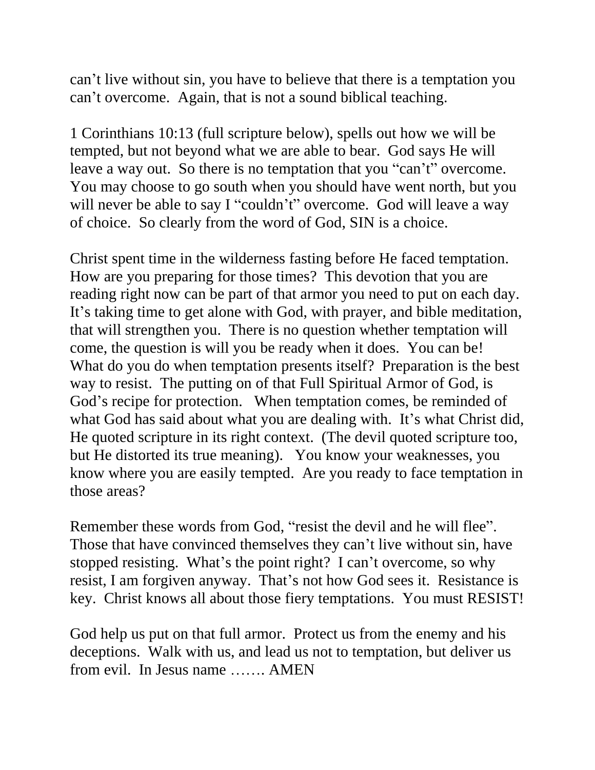can't live without sin, you have to believe that there is a temptation you can't overcome.  Again, that is not a sound biblical teaching.

1 Corinthians 10:13 (full scripture below), spells out how we will be tempted, but not beyond what we are able to bear.  God says He will leave a way out.  So there is no temptation that you "can't" overcome.  You may choose to go south when you should have went north, but you will never be able to say I "couldn't" overcome.  God will leave a way of choice.  So clearly from the word of God, SIN is a choice.

Christ spent time in the wilderness fasting before He faced temptation.  How are you preparing for those times?  This devotion that you are reading right now can be part of that armor you need to put on each day.  It's taking time to get alone with God, with prayer, and bible meditation, that will strengthen you.  There is no question whether temptation will come, the question is will you be ready when it does.  You can be!  What do you do when temptation presents itself?  Preparation is the best way to resist.  The putting on of that Full Spiritual Armor of God, is God's recipe for protection.   When temptation comes, be reminded of what God has said about what you are dealing with.  It's what Christ did, He quoted scripture in its right context.  (The devil quoted scripture too, but He distorted its true meaning).   You know your weaknesses, you know where you are easily tempted.  Are you ready to face temptation in those areas?

Remember these words from God, "resist the devil and he will flee".  Those that have convinced themselves they can't live without sin, have stopped resisting.  What's the point right?  I can't overcome, so why resist, I am forgiven anyway.  That's not how God sees it.  Resistance is key.  Christ knows all about those fiery temptations.  You must RESIST!

God help us put on that full armor.  Protect us from the enemy and his deceptions.  Walk with us, and lead us not to temptation, but deliver us from evil.  In Jesus name ……. AMEN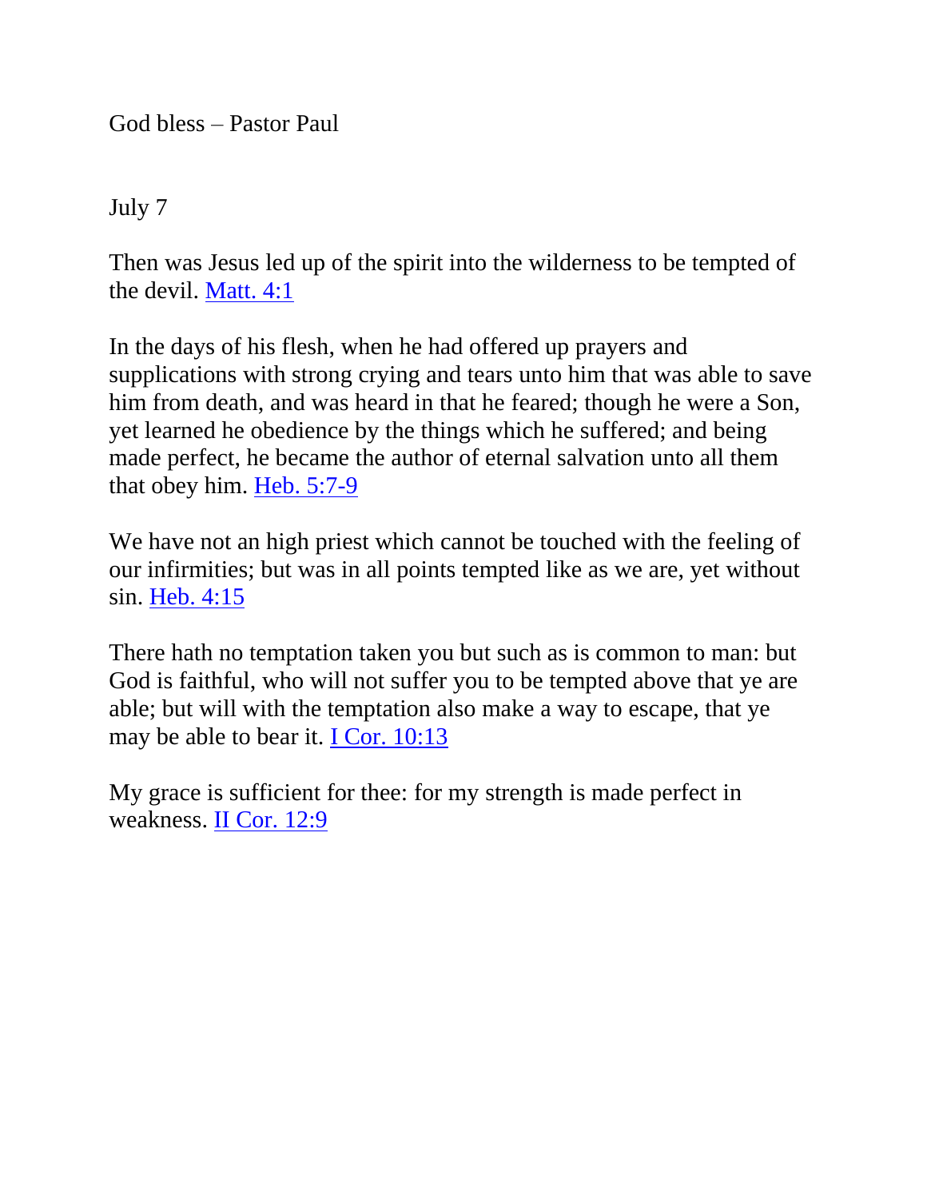God bless – Pastor Paul

July 7

Then was Jesus led up of the spirit into the wilderness to be tempted of the devil. Matt. 4:1

In the days of his flesh, when he had offered up prayers and supplications with strong crying and tears unto him that was able to save him from death, and was heard in that he feared; though he were a Son, yet learned he obedience by the things which he suffered; and being made perfect, he became the author of eternal salvation unto all them that obey him. Heb. 5:7-9

We have not an high priest which cannot be touched with the feeling of our infirmities; but was in all points tempted like as we are, yet without sin. Heb. 4:15

There hath no temptation taken you but such as is common to man: but God is faithful, who will not suffer you to be tempted above that ye are able; but will with the temptation also make a way to escape, that ye may be able to bear it. I Cor. 10:13

My grace is sufficient for thee: for my strength is made perfect in weakness. II Cor. 12:9